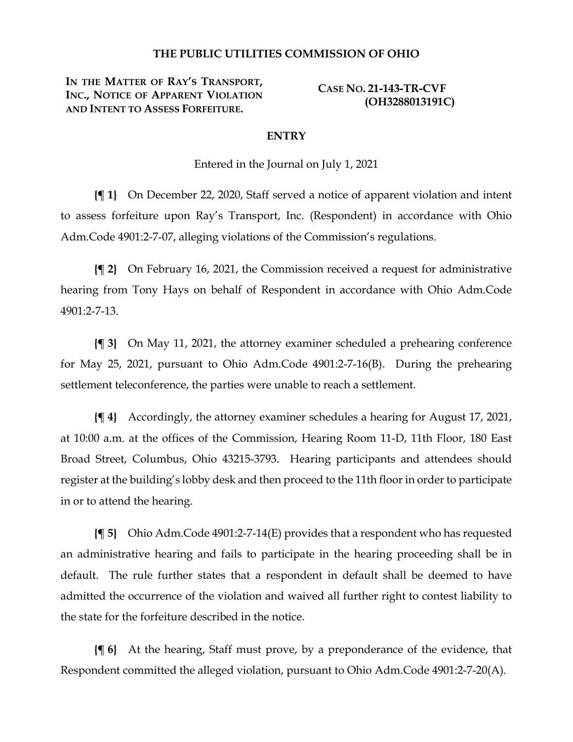# THE PUBLIC UTILITIES COMMISSION OF OHIO

**IN THE MATTER OF RAY'S TRANSPORT, INC., NOTICE OF APPARENT VIOLATION AND INTENT TO ASSESS FORFEITURE.**

**CASE NO. 21-143-TR-CVF (OH3288013191C)**

## ENTRY

Entered in the Journal on July 1, 2021

**{¶ 1}** On December 22, 2020, Staff served a notice of apparent violation and intent to assess forfeiture upon Ray's Transport, Inc. (Respondent) in accordance with Ohio Adm.Code 4901:2-7-07, alleging violations of the Commission's regulations.

**{¶ 2}** On February 16, 2021, the Commission received a request for administrative hearing from Tony Hays on behalf of Respondent in accordance with Ohio Adm.Code 4901:2-7-13.

**{¶ 3}** On May 11, 2021, the attorney examiner scheduled a prehearing conference for May 25, 2021, pursuant to Ohio Adm.Code 4901:2-7-16(B). During the prehearing settlement teleconference, the parties were unable to reach a settlement.

**{¶ 4}** Accordingly, the attorney examiner schedules a hearing for August 17, 2021, at 10:00 a.m. at the offices of the Commission, Hearing Room 11-D, 11th Floor, 180 East Broad Street, Columbus, Ohio 43215-3793. Hearing participants and attendees should register at the building's lobby desk and then proceed to the 11th floor in order to participate in or to attend the hearing.

**{¶ 5}** Ohio Adm.Code 4901:2-7-14(E) provides that a respondent who has requested an administrative hearing and fails to participate in the hearing proceeding shall be in default. The rule further states that a respondent in default shall be deemed to have admitted the occurrence of the violation and waived all further right to contest liability to the state for the forfeiture described in the notice.

**{¶ 6}** At the hearing, Staff must prove, by a preponderance of the evidence, that Respondent committed the alleged violation, pursuant to Ohio Adm.Code 4901:2-7-20(A).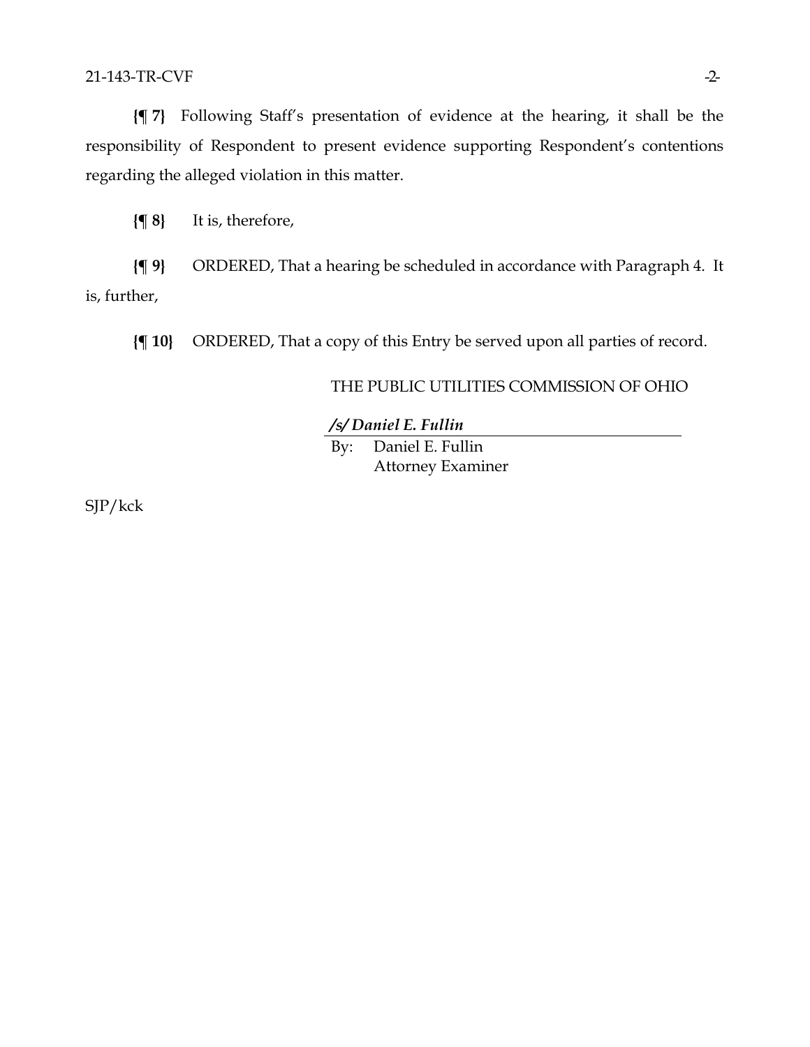**{¶ 7}** Following Staff's presentation of evidence at the hearing, it shall be the responsibility of Respondent to present evidence supporting Respondent's contentions regarding the alleged violation in this matter.

**{¶ 8}** It is, therefore,

**{¶ 9}** ORDERED, That a hearing be scheduled in accordance with Paragraph 4. It is, further,

**{¶ 10}** ORDERED, That a copy of this Entry be served upon all parties of record.

THE PUBLIC UTILITIES COMMISSION OF OHIO

***/s/ Daniel E. Fullin***

By: Daniel E. Fullin
Attorney Examiner

SJP/kck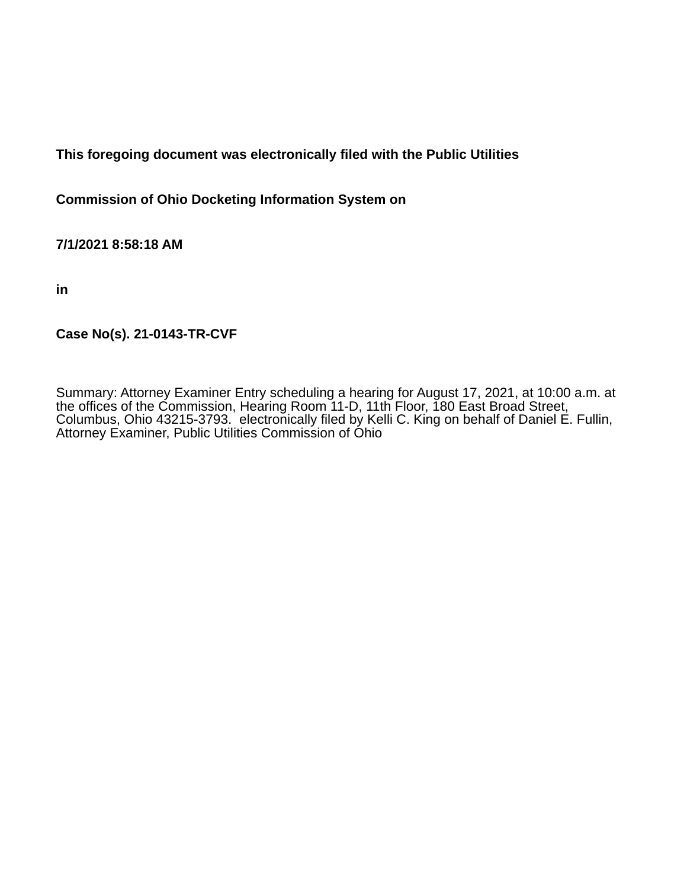**This foregoing document was electronically filed with the Public Utilities**

**Commission of Ohio Docketing Information System on**

**7/1/2021 8:58:18 AM**

**in**

**Case No(s). 21-0143-TR-CVF**

Summary: Attorney Examiner Entry scheduling a hearing for August 17, 2021, at 10:00 a.m. at the offices of the Commission, Hearing Room 11-D, 11th Floor, 180 East Broad Street, Columbus, Ohio 43215-3793. electronically filed by Kelli C. King on behalf of Daniel E. Fullin, Attorney Examiner, Public Utilities Commission of Ohio